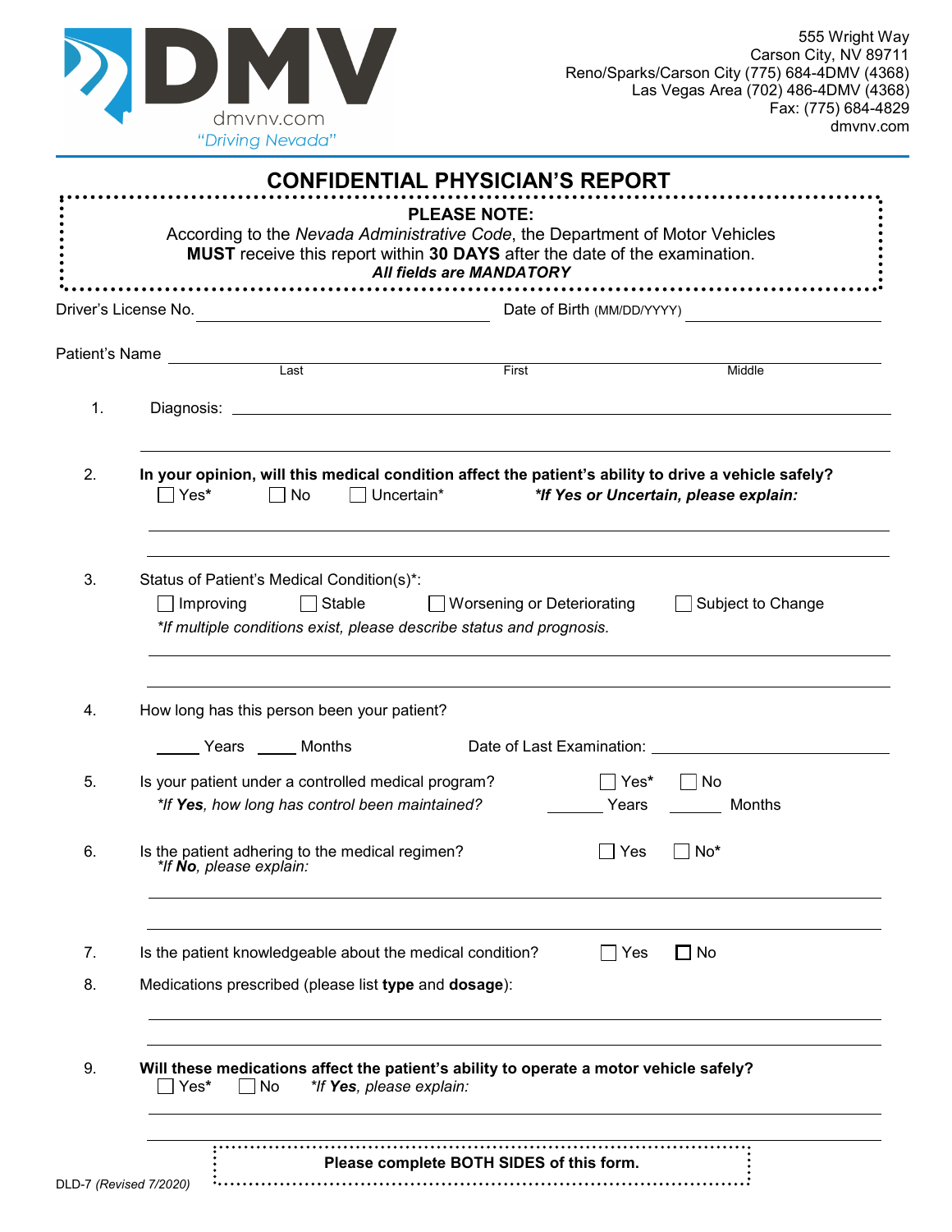DMV
dmvnv.com
*"Driving Nevada"*

555 Wright Way
Carson City, NV 89711
Reno/Sparks/Carson City (775) 684-4DMV (4368)
Las Vegas Area (702) 486-4DMV (4368)
Fax: (775) 684-4829
dmvnv.com

# CONFIDENTIAL PHYSICIAN'S REPORT

**PLEASE NOTE:**
According to the *Nevada Administrative Code*, the Department of Motor Vehicles **MUST** receive this report within **30 DAYS** after the date of the examination.
***All fields are MANDATORY***

Driver's License No. ____________________ Date of Birth (MM/DD/YYYY) ____________________

Patient's Name ______________________________________________
Last First Middle

1. Diagnosis: ______________________________________________

2. **In your opinion, will this medical condition affect the patient's ability to drive a vehicle safely?**
☐ Yes* ☐ No ☐ Uncertain* ***If Yes or Uncertain, please explain:***

3. Status of Patient's Medical Condition(s)*:
☐ Improving ☐ Stable ☐ Worsening or Deteriorating ☐ Subject to Change
*\*If multiple conditions exist, please describe status and prognosis.*

4. How long has this person been your patient?
_____ Years _____ Months Date of Last Examination: ____________________

5. Is your patient under a controlled medical program? ☐ Yes* ☐ No
*\*If **Yes**, how long has control been maintained?* _____ Years _____ Months

6. Is the patient adhering to the medical regimen? ☐ Yes ☐ No*
*\*If **No**, please explain:*

7. Is the patient knowledgeable about the medical condition? ☐ Yes ☐ No

8. Medications prescribed (please list **type** and **dosage**):

9. **Will these medications affect the patient's ability to operate a motor vehicle safely?**
☐ Yes* ☐ No *\*If **Yes**, please explain:*

**Please complete BOTH SIDES of this form.**

DLD-7 *(Revised 7/2020)*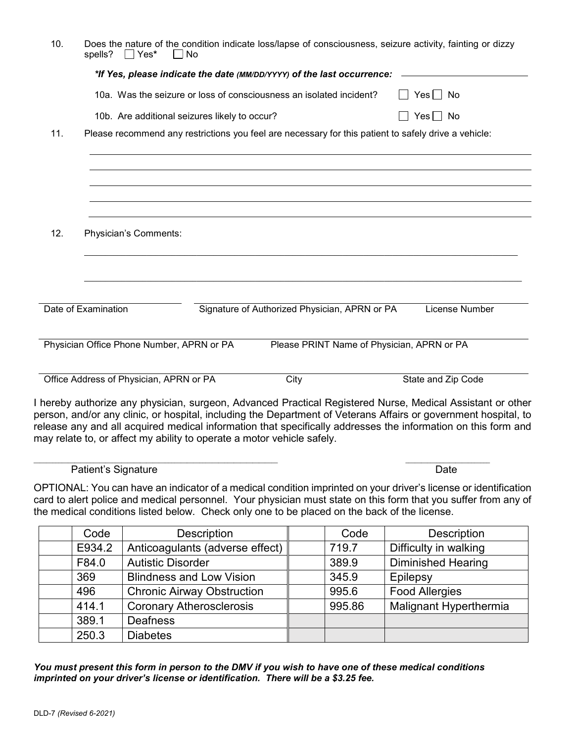10. Does the nature of the condition indicate loss/lapse of consciousness, seizure activity, fainting or dizzy spells? ☐ Yes* ☐ No

    ***If Yes, please indicate the date** *(MM/DD/YYYY)* **of the last occurrence:*** ______________________

    10a. Was the seizure or loss of consciousness an isolated incident? ☐ Yes ☐ No

    10b. Are additional seizures likely to occur? ☐ Yes ☐ No

11. Please recommend any restrictions you feel are necessary for this patient to safely drive a vehicle:

    ______________________________________________________________________

    ______________________________________________________________________

    ______________________________________________________________________

    ______________________________________________________________________

    ______________________________________________________________________

12. Physician's Comments:

    ______________________________________________________________________

    ______________________________________________________________________

______________________ ______________________________________________ ______________________
Date of Examination Signature of Authorized Physician, APRN or PA License Number

______________________________________________ ______________________________________________
Physician Office Phone Number, APRN or PA Please PRINT Name of Physician, APRN or PA

______________________________________________ ______________________ ______________________
Office Address of Physician, APRN or PA City State and Zip Code

I hereby authorize any physician, surgeon, Advanced Practical Registered Nurse, Medical Assistant or other person, and/or any clinic, or hospital, including the Department of Veterans Affairs or government hospital, to release any and all acquired medical information that specifically addresses the information on this form and may relate to, or affect my ability to operate a motor vehicle safely.

______________________________________________ ______________________
Patient's Signature Date

OPTIONAL: You can have an indicator of a medical condition imprinted on your driver's license or identification card to alert police and medical personnel. Your physician must state on this form that you suffer from any of the medical conditions listed below. Check only one to be placed on the back of the license.

| | Code | Description | | Code | Description |
|---|---|---|---|---|---|
| | E934.2 | Anticoagulants (adverse effect) | | 719.7 | Difficulty in walking |
| | F84.0 | Autistic Disorder | | 389.9 | Diminished Hearing |
| | 369 | Blindness and Low Vision | | 345.9 | Epilepsy |
| | 496 | Chronic Airway Obstruction | | 995.6 | Food Allergies |
| | 414.1 | Coronary Atherosclerosis | | 995.86 | Malignant Hyperthermia |
| | 389.1 | Deafness | | | |
| | 250.3 | Diabetes | | | |

***You must present this form in person to the DMV if you wish to have one of these medical conditions imprinted on your driver's license or identification. There will be a $3.25 fee.***

DLD-7 *(Revised 6-2021)*